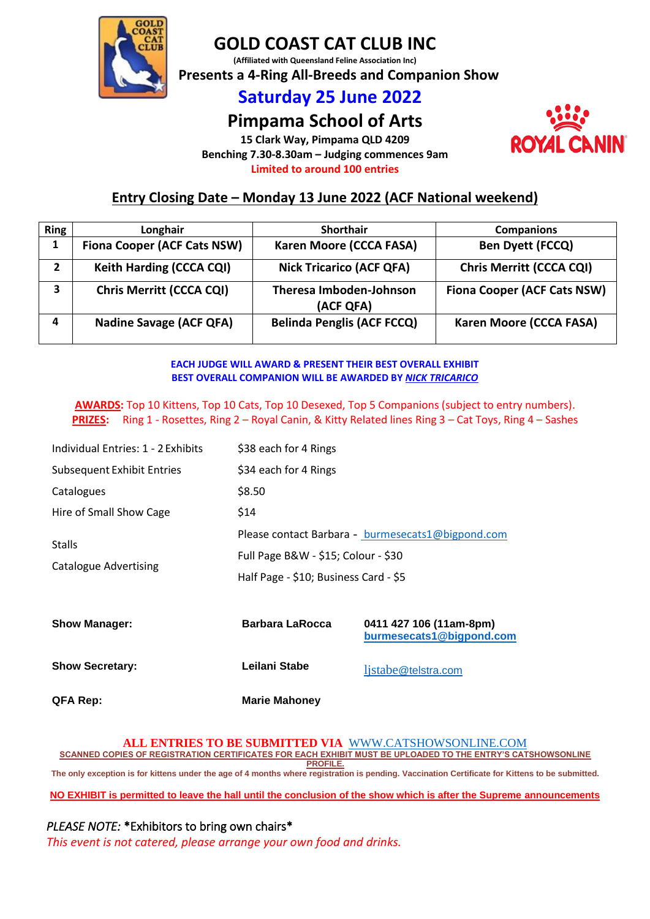# GOLD COAST CAT CLUB INC

(Affiliated with Queensland Feline Association Inc)

**Presents a 4-Ring All-Breeds and Companion Show**

## Saturday 25 June 2022

## Pimpama School of Arts

**15 Clark Way, Pimpama QLD 4209**

**Benching 7.30-8.30am – Judging commences 9am**

**Limited to around 100 entries**

## Entry Closing Date – Monday 13 June 2022 (ACF National weekend)

| Ring | Longhair | Shorthair | Companions |
|---|---|---|---|
| 1 | Fiona Cooper (ACF Cats NSW) | Karen Moore (CCCA FASA) | Ben Dyett (FCCQ) |
| 2 | Keith Harding (CCCA CQI) | Nick Tricarico (ACF QFA) | Chris Merritt (CCCA CQI) |
| 3 | Chris Merritt (CCCA CQI) | Theresa Imboden-Johnson (ACF QFA) | Fiona Cooper (ACF Cats NSW) |
| 4 | Nadine Savage (ACF QFA) | Belinda Penglis (ACF FCCQ) | Karen Moore (CCCA FASA) |

**EACH JUDGE WILL AWARD & PRESENT THEIR BEST OVERALL EXHIBIT**
**BEST OVERALL COMPANION WILL BE AWARDED BY *NICK TRICARICO***

**AWARDS:** Top 10 Kittens, Top 10 Cats, Top 10 Desexed, Top 5 Companions (subject to entry numbers).
**PRIZES:** Ring 1 - Rosettes, Ring 2 – Royal Canin, & Kitty Related lines Ring 3 – Cat Toys, Ring 4 – Sashes

| | |
|---|---|
| Individual Entries: 1 - 2 Exhibits | $38 each for 4 Rings |
| Subsequent Exhibit Entries | $34 each for 4 Rings |
| Catalogues | $8.50 |
| Hire of Small Show Cage | $14 |
| Stalls | Please contact Barbara - burmesecats1@bigpond.com |
| Catalogue Advertising | Full Page B&W - $15; Colour - $30 |
| | Half Page - $10; Business Card - $5 |

| | | |
|---|---|---|
| **Show Manager:** | **Barbara LaRocca** | **0411 427 106 (11am-8pm)** **burmesecats1@bigpond.com** |
| **Show Secretary:** | **Leilani Stabe** | ljstabe@telstra.com |
| **QFA Rep:** | **Marie Mahoney** | |

**ALL ENTRIES TO BE SUBMITTED VIA WWW.CATSHOWSONLINE.COM**

**SCANNED COPIES OF REGISTRATION CERTIFICATES FOR EACH EXHIBIT MUST BE UPLOADED TO THE ENTRY'S CATSHOWSONLINE PROFILE.**

**The only exception is for kittens under the age of 4 months where registration is pending. Vaccination Certificate for Kittens to be submitted.**

**NO EXHIBIT is permitted to leave the hall until the conclusion of the show which is after the Supreme announcements**

*PLEASE NOTE:* **\*Exhibitors to bring own chairs\***

*This event is not catered, please arrange your own food and drinks.*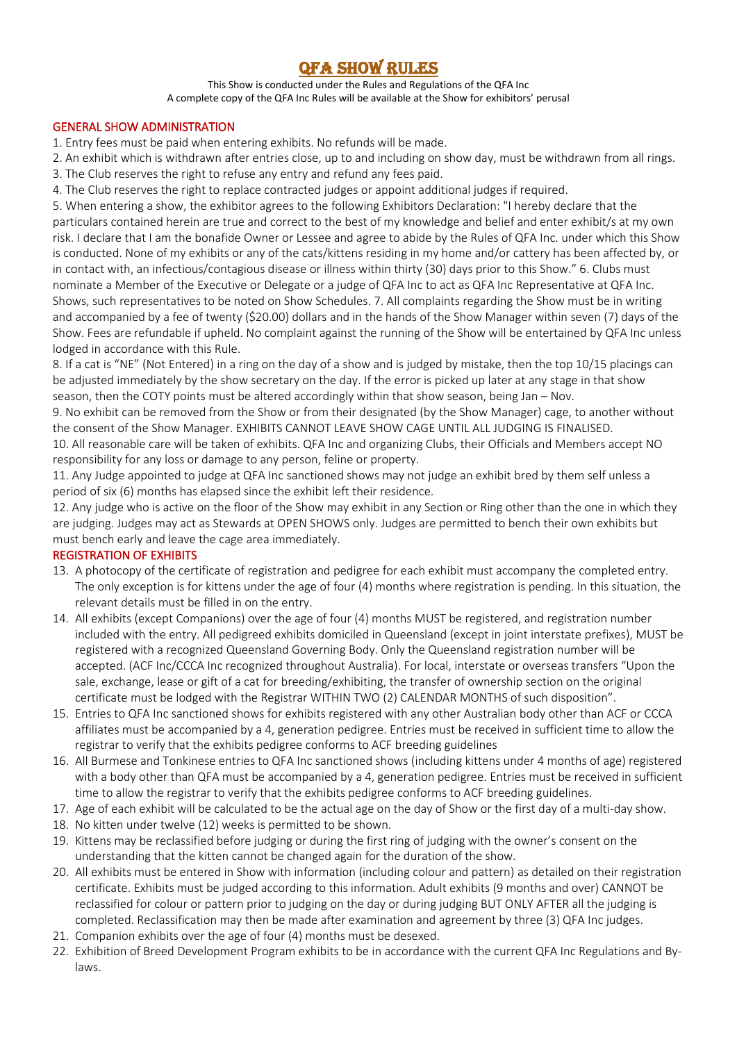# QFA SHOW RULES

This Show is conducted under the Rules and Regulations of the QFA Inc
A complete copy of the QFA Inc Rules will be available at the Show for exhibitors' perusal

## GENERAL SHOW ADMINISTRATION

1. Entry fees must be paid when entering exhibits. No refunds will be made.
2. An exhibit which is withdrawn after entries close, up to and including on show day, must be withdrawn from all rings.
3. The Club reserves the right to refuse any entry and refund any fees paid.
4. The Club reserves the right to replace contracted judges or appoint additional judges if required.
5. When entering a show, the exhibitor agrees to the following Exhibitors Declaration: "I hereby declare that the particulars contained herein are true and correct to the best of my knowledge and belief and enter exhibit/s at my own risk. I declare that I am the bonafide Owner or Lessee and agree to abide by the Rules of QFA Inc. under which this Show is conducted. None of my exhibits or any of the cats/kittens residing in my home and/or cattery has been affected by, or in contact with, an infectious/contagious disease or illness within thirty (30) days prior to this Show." 6. Clubs must nominate a Member of the Executive or Delegate or a judge of QFA Inc to act as QFA Inc Representative at QFA Inc. Shows, such representatives to be noted on Show Schedules. 7. All complaints regarding the Show must be in writing and accompanied by a fee of twenty ($20.00) dollars and in the hands of the Show Manager within seven (7) days of the Show. Fees are refundable if upheld. No complaint against the running of the Show will be entertained by QFA Inc unless lodged in accordance with this Rule.
8. If a cat is "NE" (Not Entered) in a ring on the day of a show and is judged by mistake, then the top 10/15 placings can be adjusted immediately by the show secretary on the day. If the error is picked up later at any stage in that show season, then the COTY points must be altered accordingly within that show season, being Jan – Nov.
9. No exhibit can be removed from the Show or from their designated (by the Show Manager) cage, to another without the consent of the Show Manager. EXHIBITS CANNOT LEAVE SHOW CAGE UNTIL ALL JUDGING IS FINALISED.
10. All reasonable care will be taken of exhibits. QFA Inc and organizing Clubs, their Officials and Members accept NO responsibility for any loss or damage to any person, feline or property.
11. Any Judge appointed to judge at QFA Inc sanctioned shows may not judge an exhibit bred by them self unless a period of six (6) months has elapsed since the exhibit left their residence.
12. Any judge who is active on the floor of the Show may exhibit in any Section or Ring other than the one in which they are judging. Judges may act as Stewards at OPEN SHOWS only. Judges are permitted to bench their own exhibits but must bench early and leave the cage area immediately.

## REGISTRATION OF EXHIBITS

13. A photocopy of the certificate of registration and pedigree for each exhibit must accompany the completed entry. The only exception is for kittens under the age of four (4) months where registration is pending. In this situation, the relevant details must be filled in on the entry.
14. All exhibits (except Companions) over the age of four (4) months MUST be registered, and registration number included with the entry. All pedigreed exhibits domiciled in Queensland (except in joint interstate prefixes), MUST be registered with a recognized Queensland Governing Body. Only the Queensland registration number will be accepted. (ACF Inc/CCCA Inc recognized throughout Australia). For local, interstate or overseas transfers "Upon the sale, exchange, lease or gift of a cat for breeding/exhibiting, the transfer of ownership section on the original certificate must be lodged with the Registrar WITHIN TWO (2) CALENDAR MONTHS of such disposition".
15. Entries to QFA Inc sanctioned shows for exhibits registered with any other Australian body other than ACF or CCCA affiliates must be accompanied by a 4, generation pedigree. Entries must be received in sufficient time to allow the registrar to verify that the exhibits pedigree conforms to ACF breeding guidelines
16. All Burmese and Tonkinese entries to QFA Inc sanctioned shows (including kittens under 4 months of age) registered with a body other than QFA must be accompanied by a 4, generation pedigree. Entries must be received in sufficient time to allow the registrar to verify that the exhibits pedigree conforms to ACF breeding guidelines.
17. Age of each exhibit will be calculated to be the actual age on the day of Show or the first day of a multi-day show.
18. No kitten under twelve (12) weeks is permitted to be shown.
19. Kittens may be reclassified before judging or during the first ring of judging with the owner's consent on the understanding that the kitten cannot be changed again for the duration of the show.
20. All exhibits must be entered in Show with information (including colour and pattern) as detailed on their registration certificate. Exhibits must be judged according to this information. Adult exhibits (9 months and over) CANNOT be reclassified for colour or pattern prior to judging on the day or during judging BUT ONLY AFTER all the judging is completed. Reclassification may then be made after examination and agreement by three (3) QFA Inc judges.
21. Companion exhibits over the age of four (4) months must be desexed.
22. Exhibition of Breed Development Program exhibits to be in accordance with the current QFA Inc Regulations and By-laws.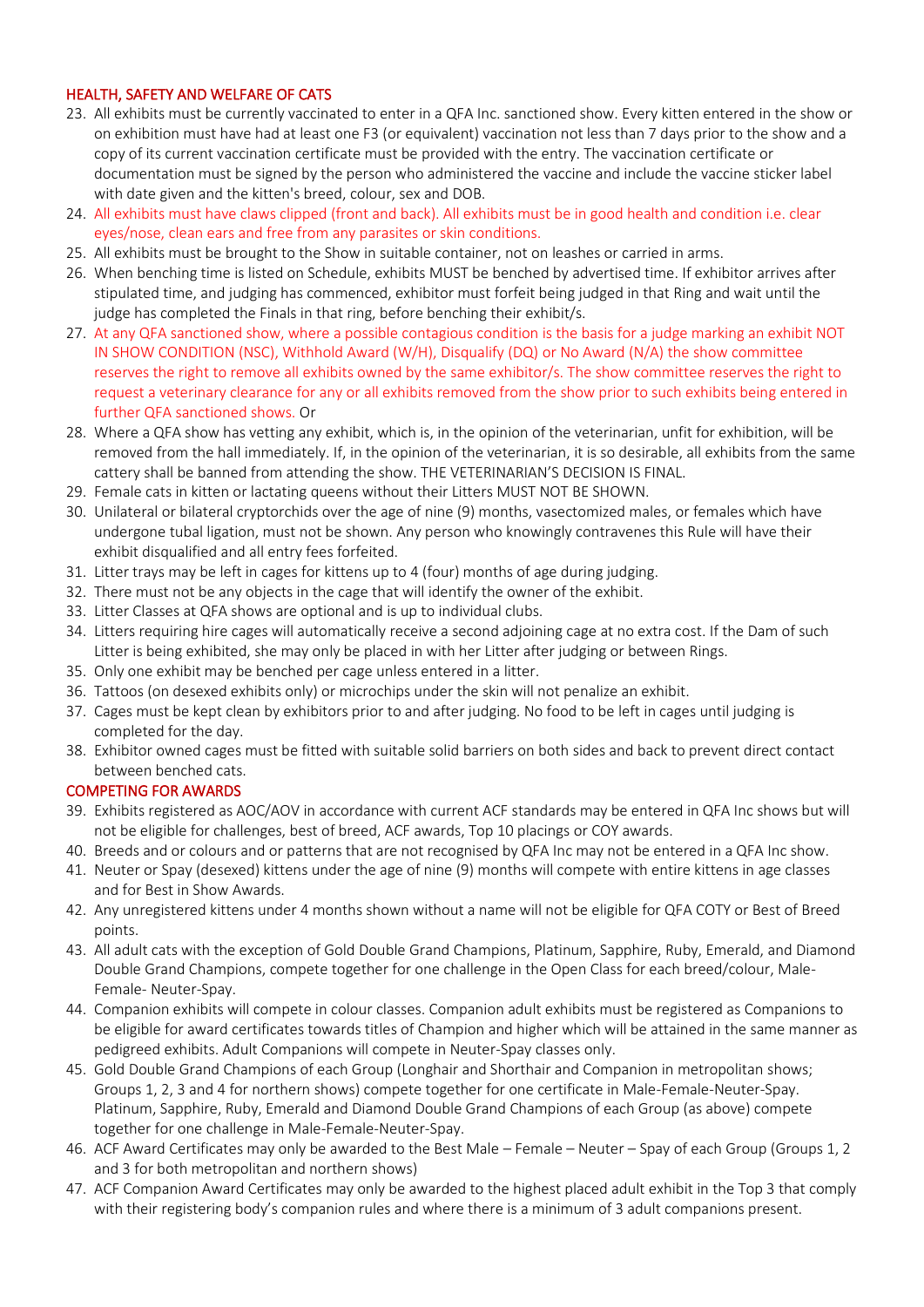## HEALTH, SAFETY AND WELFARE OF CATS

23. All exhibits must be currently vaccinated to enter in a QFA Inc. sanctioned show. Every kitten entered in the show or on exhibition must have had at least one F3 (or equivalent) vaccination not less than 7 days prior to the show and a copy of its current vaccination certificate must be provided with the entry. The vaccination certificate or documentation must be signed by the person who administered the vaccine and include the vaccine sticker label with date given and the kitten's breed, colour, sex and DOB.
24. All exhibits must have claws clipped (front and back). All exhibits must be in good health and condition i.e. clear eyes/nose, clean ears and free from any parasites or skin conditions.
25. All exhibits must be brought to the Show in suitable container, not on leashes or carried in arms.
26. When benching time is listed on Schedule, exhibits MUST be benched by advertised time. If exhibitor arrives after stipulated time, and judging has commenced, exhibitor must forfeit being judged in that Ring and wait until the judge has completed the Finals in that ring, before benching their exhibit/s.
27. At any QFA sanctioned show, where a possible contagious condition is the basis for a judge marking an exhibit NOT IN SHOW CONDITION (NSC), Withhold Award (W/H), Disqualify (DQ) or No Award (N/A) the show committee reserves the right to remove all exhibits owned by the same exhibitor/s. The show committee reserves the right to request a veterinary clearance for any or all exhibits removed from the show prior to such exhibits being entered in further QFA sanctioned shows. Or
28. Where a QFA show has vetting any exhibit, which is, in the opinion of the veterinarian, unfit for exhibition, will be removed from the hall immediately. If, in the opinion of the veterinarian, it is so desirable, all exhibits from the same cattery shall be banned from attending the show. THE VETERINARIAN'S DECISION IS FINAL.
29. Female cats in kitten or lactating queens without their Litters MUST NOT BE SHOWN.
30. Unilateral or bilateral cryptorchids over the age of nine (9) months, vasectomized males, or females which have undergone tubal ligation, must not be shown. Any person who knowingly contravenes this Rule will have their exhibit disqualified and all entry fees forfeited.
31. Litter trays may be left in cages for kittens up to 4 (four) months of age during judging.
32. There must not be any objects in the cage that will identify the owner of the exhibit.
33. Litter Classes at QFA shows are optional and is up to individual clubs.
34. Litters requiring hire cages will automatically receive a second adjoining cage at no extra cost. If the Dam of such Litter is being exhibited, she may only be placed in with her Litter after judging or between Rings.
35. Only one exhibit may be benched per cage unless entered in a litter.
36. Tattoos (on desexed exhibits only) or microchips under the skin will not penalize an exhibit.
37. Cages must be kept clean by exhibitors prior to and after judging. No food to be left in cages until judging is completed for the day.
38. Exhibitor owned cages must be fitted with suitable solid barriers on both sides and back to prevent direct contact between benched cats.

## COMPETING FOR AWARDS

39. Exhibits registered as AOC/AOV in accordance with current ACF standards may be entered in QFA Inc shows but will not be eligible for challenges, best of breed, ACF awards, Top 10 placings or COY awards.
40. Breeds and or colours and or patterns that are not recognised by QFA Inc may not be entered in a QFA Inc show.
41. Neuter or Spay (desexed) kittens under the age of nine (9) months will compete with entire kittens in age classes and for Best in Show Awards.
42. Any unregistered kittens under 4 months shown without a name will not be eligible for QFA COTY or Best of Breed points.
43. All adult cats with the exception of Gold Double Grand Champions, Platinum, Sapphire, Ruby, Emerald, and Diamond Double Grand Champions, compete together for one challenge in the Open Class for each breed/colour, Male-Female- Neuter-Spay.
44. Companion exhibits will compete in colour classes. Companion adult exhibits must be registered as Companions to be eligible for award certificates towards titles of Champion and higher which will be attained in the same manner as pedigreed exhibits. Adult Companions will compete in Neuter-Spay classes only.
45. Gold Double Grand Champions of each Group (Longhair and Shorthair and Companion in metropolitan shows; Groups 1, 2, 3 and 4 for northern shows) compete together for one certificate in Male-Female-Neuter-Spay. Platinum, Sapphire, Ruby, Emerald and Diamond Double Grand Champions of each Group (as above) compete together for one challenge in Male-Female-Neuter-Spay.
46. ACF Award Certificates may only be awarded to the Best Male – Female – Neuter – Spay of each Group (Groups 1, 2 and 3 for both metropolitan and northern shows)
47. ACF Companion Award Certificates may only be awarded to the highest placed adult exhibit in the Top 3 that comply with their registering body's companion rules and where there is a minimum of 3 adult companions present.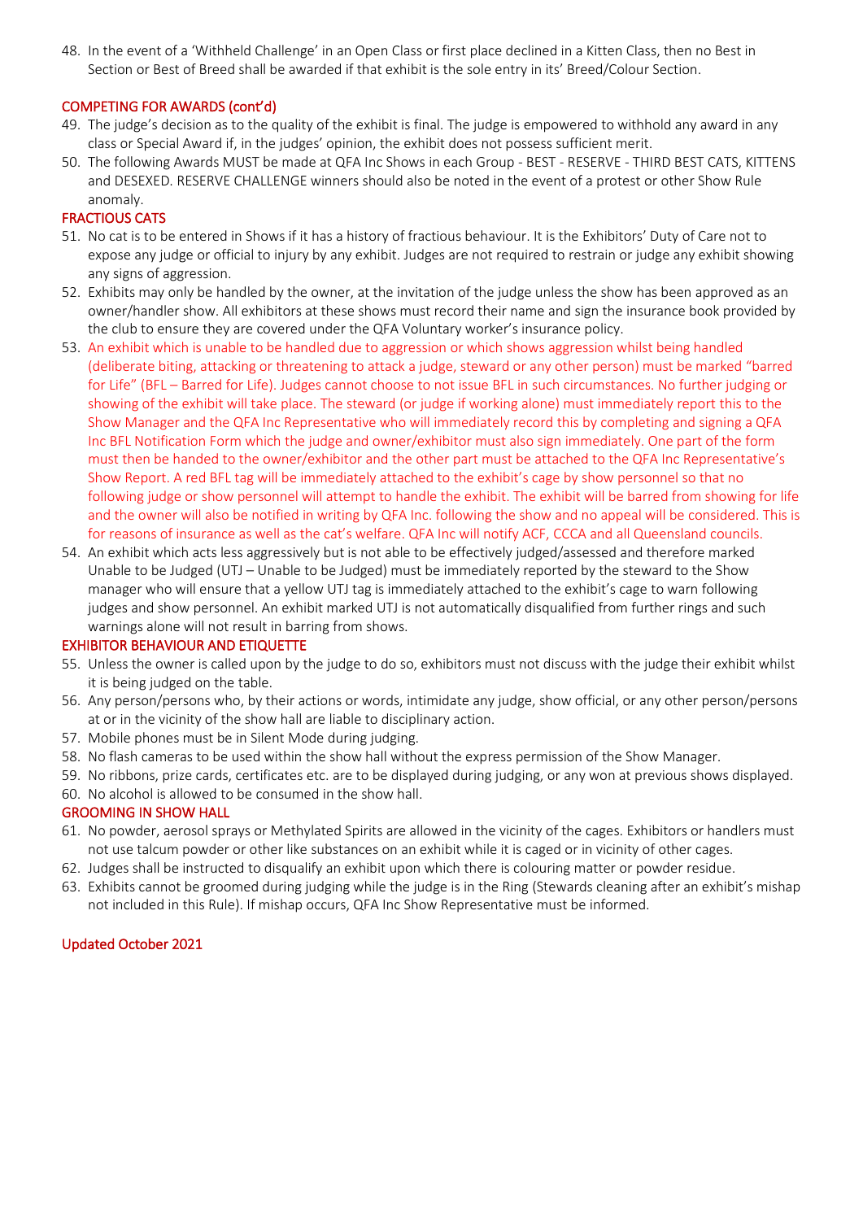48. In the event of a 'Withheld Challenge' in an Open Class or first place declined in a Kitten Class, then no Best in Section or Best of Breed shall be awarded if that exhibit is the sole entry in its' Breed/Colour Section.

### COMPETING FOR AWARDS (cont'd)

49. The judge's decision as to the quality of the exhibit is final. The judge is empowered to withhold any award in any class or Special Award if, in the judges' opinion, the exhibit does not possess sufficient merit.
50. The following Awards MUST be made at QFA Inc Shows in each Group - BEST - RESERVE - THIRD BEST CATS, KITTENS and DESEXED. RESERVE CHALLENGE winners should also be noted in the event of a protest or other Show Rule anomaly.

### FRACTIOUS CATS

51. No cat is to be entered in Shows if it has a history of fractious behaviour. It is the Exhibitors' Duty of Care not to expose any judge or official to injury by any exhibit. Judges are not required to restrain or judge any exhibit showing any signs of aggression.
52. Exhibits may only be handled by the owner, at the invitation of the judge unless the show has been approved as an owner/handler show. All exhibitors at these shows must record their name and sign the insurance book provided by the club to ensure they are covered under the QFA Voluntary worker's insurance policy.
53. An exhibit which is unable to be handled due to aggression or which shows aggression whilst being handled (deliberate biting, attacking or threatening to attack a judge, steward or any other person) must be marked "barred for Life" (BFL – Barred for Life). Judges cannot choose to not issue BFL in such circumstances. No further judging or showing of the exhibit will take place. The steward (or judge if working alone) must immediately report this to the Show Manager and the QFA Inc Representative who will immediately record this by completing and signing a QFA Inc BFL Notification Form which the judge and owner/exhibitor must also sign immediately. One part of the form must then be handed to the owner/exhibitor and the other part must be attached to the QFA Inc Representative's Show Report. A red BFL tag will be immediately attached to the exhibit's cage by show personnel so that no following judge or show personnel will attempt to handle the exhibit. The exhibit will be barred from showing for life and the owner will also be notified in writing by QFA Inc. following the show and no appeal will be considered. This is for reasons of insurance as well as the cat's welfare. QFA Inc will notify ACF, CCCA and all Queensland councils.
54. An exhibit which acts less aggressively but is not able to be effectively judged/assessed and therefore marked Unable to be Judged (UTJ – Unable to be Judged) must be immediately reported by the steward to the Show manager who will ensure that a yellow UTJ tag is immediately attached to the exhibit's cage to warn following judges and show personnel. An exhibit marked UTJ is not automatically disqualified from further rings and such warnings alone will not result in barring from shows.

### EXHIBITOR BEHAVIOUR AND ETIQUETTE

55. Unless the owner is called upon by the judge to do so, exhibitors must not discuss with the judge their exhibit whilst it is being judged on the table.
56. Any person/persons who, by their actions or words, intimidate any judge, show official, or any other person/persons at or in the vicinity of the show hall are liable to disciplinary action.
57. Mobile phones must be in Silent Mode during judging.
58. No flash cameras to be used within the show hall without the express permission of the Show Manager.
59. No ribbons, prize cards, certificates etc. are to be displayed during judging, or any won at previous shows displayed.
60. No alcohol is allowed to be consumed in the show hall.

### GROOMING IN SHOW HALL

61. No powder, aerosol sprays or Methylated Spirits are allowed in the vicinity of the cages. Exhibitors or handlers must not use talcum powder or other like substances on an exhibit while it is caged or in vicinity of other cages.
62. Judges shall be instructed to disqualify an exhibit upon which there is colouring matter or powder residue.
63. Exhibits cannot be groomed during judging while the judge is in the Ring (Stewards cleaning after an exhibit's mishap not included in this Rule). If mishap occurs, QFA Inc Show Representative must be informed.

Updated October 2021